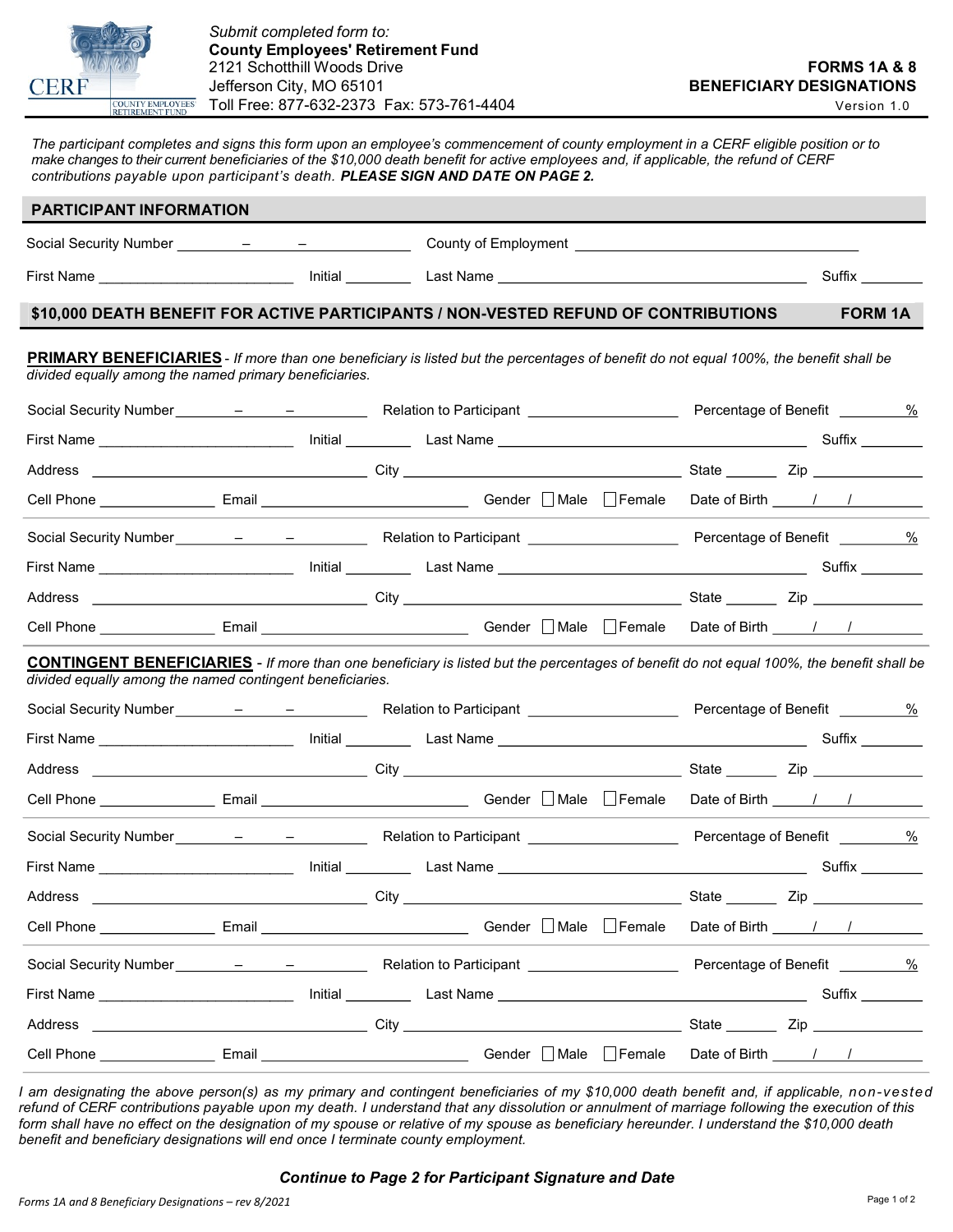Submit completed form to:
**County Employees' Retirement Fund**
2121 Schotthill Woods Drive
Jefferson City, MO 65101
Toll Free: 877-632-2373 Fax: 573-761-4404

**FORMS 1A & 8**
**BENEFICIARY DESIGNATIONS**
Version 1.0

*The participant completes and signs this form upon an employee's commencement of county employment in a CERF eligible position or to make changes to their current beneficiaries of the $10,000 death benefit for active employees and, if applicable, the refund of CERF contributions payable upon participant's death.* ***PLEASE SIGN AND DATE ON PAGE 2.***

## PARTICIPANT INFORMATION

Social Security Number ________ – ______ – __________ County of Employment ______________________________

First Name ______________________ Initial ________ Last Name ______________________________ Suffix ________

## $10,000 DEATH BENEFIT FOR ACTIVE PARTICIPANTS / NON-VESTED REFUND OF CONTRIBUTIONS FORM 1A

**PRIMARY BENEFICIARIES** - *If more than one beneficiary is listed but the percentages of benefit do not equal 100%, the benefit shall be divided equally among the named primary beneficiaries.*

Social Security Number ________ – ______ – __________ Relation to Participant __________________ Percentage of Benefit ________%

First Name ______________________ Initial ________ Last Name ______________________________ Suffix ________

Address ______________________________ City ______________________________ State ______ Zip ____________

Cell Phone ______________ Email ______________________ Gender ☐ Male ☐ Female Date of Birth ____/____/________

Social Security Number ________ – ______ – __________ Relation to Participant __________________ Percentage of Benefit ________%

First Name ______________________ Initial ________ Last Name ______________________________ Suffix ________

Address ______________________________ City ______________________________ State ______ Zip ____________

Cell Phone ______________ Email ______________________ Gender ☐ Male ☐ Female Date of Birth ____/____/________

**CONTINGENT BENEFICIARIES** - *If more than one beneficiary is listed but the percentages of benefit do not equal 100%, the benefit shall be divided equally among the named contingent beneficiaries.*

Social Security Number ________ – ______ – __________ Relation to Participant __________________ Percentage of Benefit ________%

First Name ______________________ Initial ________ Last Name ______________________________ Suffix ________

Address ______________________________ City ______________________________ State ______ Zip ____________

Cell Phone ______________ Email ______________________ Gender ☐ Male ☐ Female Date of Birth ____/____/________

Social Security Number ________ – ______ – __________ Relation to Participant __________________ Percentage of Benefit ________%

First Name ______________________ Initial ________ Last Name ______________________________ Suffix ________

Address ______________________________ City ______________________________ State ______ Zip ____________

Cell Phone ______________ Email ______________________ Gender ☐ Male ☐ Female Date of Birth ____/____/________

Social Security Number ________ – ______ – __________ Relation to Participant __________________ Percentage of Benefit ________%

First Name ______________________ Initial ________ Last Name ______________________________ Suffix ________

Address ______________________________ City ______________________________ State ______ Zip ____________

Cell Phone ______________ Email ______________________ Gender ☐ Male ☐ Female Date of Birth ____/____/________

*I am designating the above person(s) as my primary and contingent beneficiaries of my $10,000 death benefit and, if applicable, non-vested refund of CERF contributions payable upon my death. I understand that any dissolution or annulment of marriage following the execution of this form shall have no effect on the designation of my spouse or relative of my spouse as beneficiary hereunder. I understand the $10,000 death benefit and beneficiary designations will end once I terminate county employment.*

***Continue to Page 2 for Participant Signature and Date***

*Forms 1A and 8 Beneficiary Designations – rev 8/2021*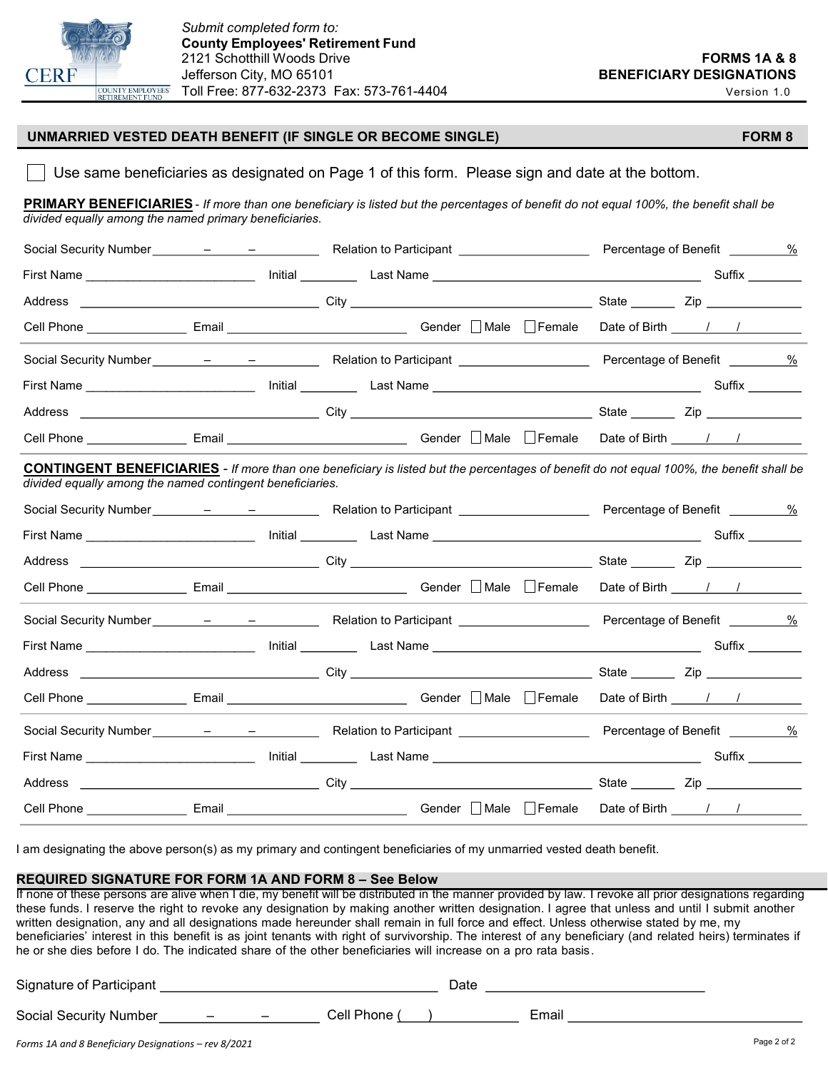Submit completed form to:
**County Employees' Retirement Fund**
2121 Schotthill Woods Drive
Jefferson City, MO 65101
Toll Free: 877-632-2373 Fax: 573-761-4404

**FORMS 1A & 8**
**BENEFICIARY DESIGNATIONS**
Version 1.0

## UNMARRIED VESTED DEATH BENEFIT (IF SINGLE OR BECOME SINGLE) — FORM 8

☐ Use same beneficiaries as designated on Page 1 of this form. Please sign and date at the bottom.

**PRIMARY BENEFICIARIES** - *If more than one beneficiary is listed but the percentages of benefit do not equal 100%, the benefit shall be divided equally among the named primary beneficiaries.*

Social Security Number ______ – ______ – ________ Relation to Participant ________________ Percentage of Benefit ______%

First Name ____________________ Initial ______ Last Name ________________________________ Suffix ______

Address ______________________________ City ____________________________ State ______ Zip ____________

Cell Phone ____________ Email ______________________ Gender ☐Male ☐Female Date of Birth ____/____/______

Social Security Number ______ – ______ – ________ Relation to Participant ________________ Percentage of Benefit ______%

First Name ____________________ Initial ______ Last Name ________________________________ Suffix ______

Address ______________________________ City ____________________________ State ______ Zip ____________

Cell Phone ____________ Email ______________________ Gender ☐Male ☐Female Date of Birth ____/____/______

**CONTINGENT BENEFICIARIES** - *If more than one beneficiary is listed but the percentages of benefit do not equal 100%, the benefit shall be divided equally among the named contingent beneficiaries.*

Social Security Number ______ – ______ – ________ Relation to Participant ________________ Percentage of Benefit ______%

First Name ____________________ Initial ______ Last Name ________________________________ Suffix ______

Address ______________________________ City ____________________________ State ______ Zip ____________

Cell Phone ____________ Email ______________________ Gender ☐Male ☐Female Date of Birth ____/____/______

Social Security Number ______ – ______ – ________ Relation to Participant ________________ Percentage of Benefit ______%

First Name ____________________ Initial ______ Last Name ________________________________ Suffix ______

Address ______________________________ City ____________________________ State ______ Zip ____________

Cell Phone ____________ Email ______________________ Gender ☐Male ☐Female Date of Birth ____/____/______

Social Security Number ______ – ______ – ________ Relation to Participant ________________ Percentage of Benefit ______%

First Name ____________________ Initial ______ Last Name ________________________________ Suffix ______

Address ______________________________ City ____________________________ State ______ Zip ____________

Cell Phone ____________ Email ______________________ Gender ☐Male ☐Female Date of Birth ____/____/______

I am designating the above person(s) as my primary and contingent beneficiaries of my unmarried vested death benefit.

## REQUIRED SIGNATURE FOR FORM 1A AND FORM 8 – See Below

If none of these persons are alive when I die, my benefit will be distributed in the manner provided by law. I revoke all prior designations regarding these funds. I reserve the right to revoke any designation by making another written designation. I agree that unless and until I submit another written designation, any and all designations made hereunder shall remain in full force and effect. Unless otherwise stated by me, my beneficiaries' interest in this benefit is as joint tenants with right of survivorship. The interest of any beneficiary (and related heirs) terminates if he or she dies before I do. The indicated share of the other beneficiaries will increase on a pro rata basis.

Signature of Participant ______________________________ Date ________________________

Social Security Number ______ – ______ – ________ Cell Phone (____) ____________ Email ________________________

*Forms 1A and 8 Beneficiary Designations – rev 8/2021*